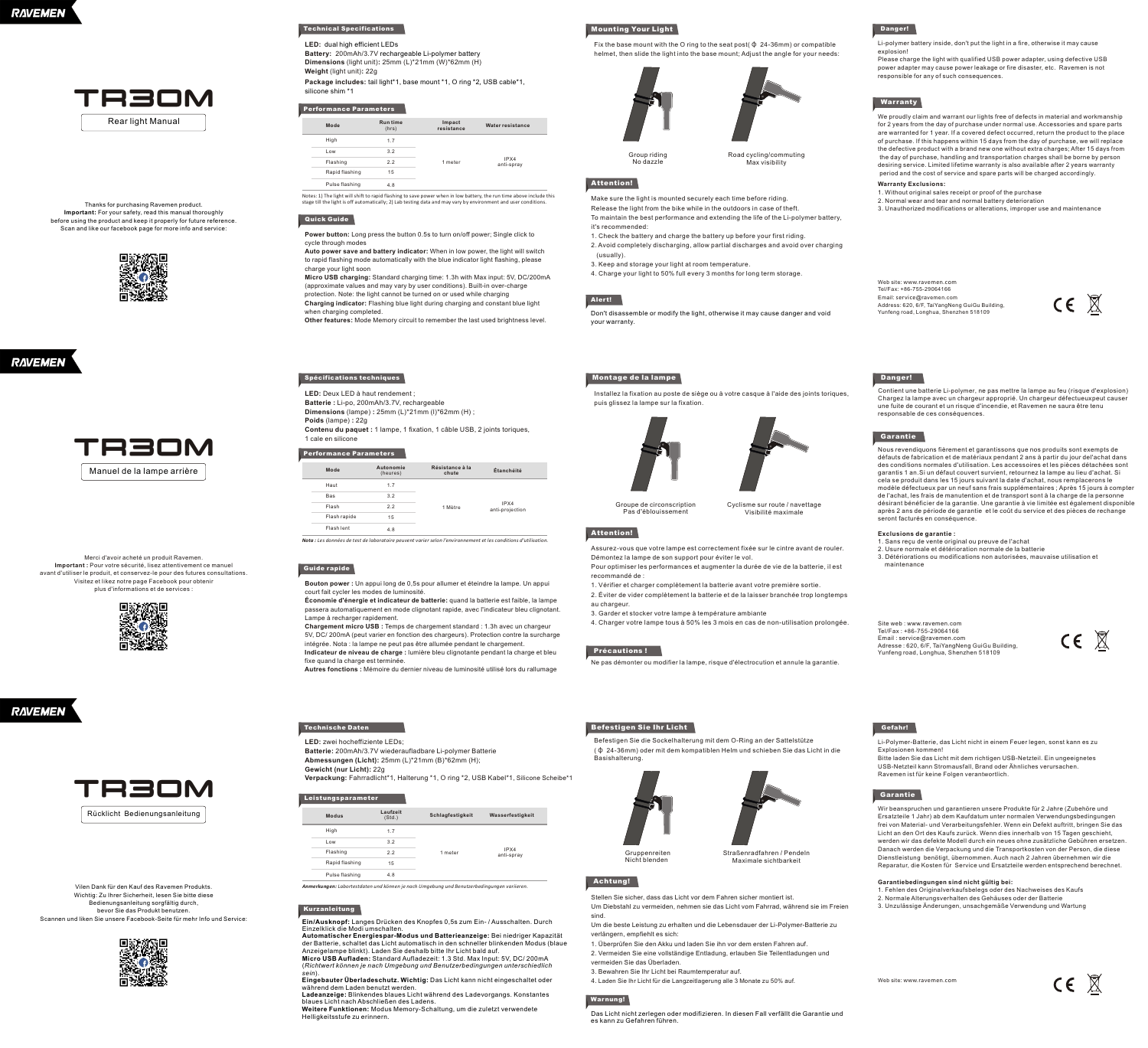RAVEMEN

# TR30M

Rear light Manual

Thanks for purchasing Ravemen product.
**Important:** For your safety, read this manual thoroughly before using the product and keep it properly for future reference.
Scan and like our facebook page for more info and service:

## Technical Specifications

**LED:** dual high efficient LEDs
**Battery:** 200mAh/3.7V rechargeable Li-polymer battery
**Dimensions** (light unit)**:** 25mm (L)*21mm (W)*62mm (H)
**Weight** (light unit)**:** 22g
**Package includes:** tail light*1, base mount *1, O ring *2, USB cable*1, silicone shim *1

## Performance Parameters

| Mode | Run time (hrs) | Impact resistance | Water resistance |
|---|---|---|---|
| High | 1.7 | 1 meter | IPX4 anti-spray |
| Low | 3.2 | | |
| Flashing | 2.2 | | |
| Rapid flashing | 15 | | |
| Pulse flashing | 4.8 | | |

Notes: 1) The light will shift to rapid flashing to save power when in low battery, the run time above include this stage till the light is off automatically; 2) Lab testing data and may vary by environment and user conditions.

## Quick Guide

**Power button:** Long press the button 0.5s to turn on/off power; Single click to cycle through modes
**Auto power save and battery indicator:** When in low power, the light will switch to rapid flashing mode automatically with the blue indicator light flashing, please charge your light soon
**Micro USB charging:** Standard charging time: 1.3h with Max input: 5V, DC/200mA (approximate values and may vary by user conditions). Built-in over-charge protection. Note: the light cannot be turned on or used while charging
**Charging indicator:** Flashing blue light during charging and constant blue light when charging completed.
**Other features:** Mode Memory circuit to remember the last used brightness level.

## Mounting Your Light

Fix the base mount with the O ring to the seat post( Φ 24-36mm) or compatible helmet, then slide the light into the base mount; Adjust the angle for your needs:

Group riding
No dazzle

Road cycling/commuting
Max visibility

## Attention!

Make sure the light is mounted securely each time before riding.
Release the light from the bike while in the outdoors in case of theft.
To maintain the best performance and extending the life of the Li-polymer battery, it's recommended:
1. Check the battery and charge the battery up before your first riding.
2. Avoid completely discharging, allow partial discharges and avoid over charging (usually).
3. Keep and storage your light at room temperature.
4. Charge your light to 50% full every 3 months for long term storage.

## Alert!

Don't disassemble or modify the light, otherwise it may cause danger and void your warranty.

## Danger!

Li-polymer battery inside, don't put the light in a fire, otherwise it may cause explosion!
Please charge the light with qualified USB power adapter, using defective USB power adapter may cause power leakage or fire disaster, etc. Ravemen is not responsible for any of such consequences.

## Warranty

We proudly claim and warrant our lights free of defects in material and workmanship for 2 years from the day of purchase under normal use. Accessories and spare parts are warranted for 1 year. If a covered defect occurred, return the product to the place of purchase. If this happens within 15 days from the day of purchase, we will replace the defective product with a brand new one without extra charges; After 15 days from the day of purchase, handling and transportation charges shall be borne by person desiring service. Limited lifetime warranty is also available after 2 years warranty period and the cost of service and spare parts will be charged accordingly.

**Warranty Exclusions:**
1. Without original sales receipt or proof of the purchase
2. Normal wear and tear and normal battery deterioration
3. Unauthorized modifications or alterations, improper use and maintenance

Web site: www.ravemen.com
Tel/Fax: +86-755-29064166
Email: service@ravemen.com
Address: 620, 6/F, TaiYangNeng GuiGu Building, Yunfeng road, Longhua, Shenzhen 518109

---

RAVEMEN

# TR30M

Manuel de la lampe arrière

Merci d'avoir acheté un produit Ravemen.
**Important :** Pour votre sécurité, lisez attentivement ce manuel avant d'utiliser le produit, et conservez-le pour des futures consultations.
Visitez et likez notre page Facebook pour obtenir plus d'informations et de services :

## Spécifications techniques

**LED:** Deux LED à haut rendement ;
**Batterie :** Li-po, 200mAh/3.7V, rechargeable
**Dimensions** (lampe) **:** 25mm (L)*21mm (l)*62mm (H) ;
**Poids** (lampe) **:** 22g
**Contenu du paquet :** 1 lampe, 1 fixation, 1 câble USB, 2 joints toriques, 1 cale en silicone

## Performance Parameters

| Mode | Autonomie (heures) | Résistance à la chute | Étanchéité |
|---|---|---|---|
| Haut | 1.7 | 1 Mètre | IPX4 anti-projection |
| Bas | 3.2 | | |
| Flash | 2.2 | | |
| Flash rapide | 15 | | |
| Flash lent | 4.8 | | |

*Nota : Les données de test de laboratoire peuvent varier selon l'environnement et les conditions d'utilisation.*

## Guide rapide

**Bouton power :** Un appui long de 0,5s pour allumer et éteindre la lampe. Un appui court fait cycler les modes de luminosité.
**Économie d'énergie et indicateur de batterie:** quand la batterie est faible, la lampe passera automatiquement en mode clignotant rapide, avec l'indicateur bleu clignotant. Lampe à recharger rapidement.
**Chargement micro USB :** Temps de chargement standard : 1.3h avec un chargeur 5V, DC/ 200mA (peut varier en fonction des chargeurs). Protection contre la surcharge intégrée. Nota : la lampe ne peut pas être allumée pendant le chargement.
**Indicateur de niveau de charge :** lumière bleu clignotante pendant la charge et bleu fixe quand la charge est terminée.
**Autres fonctions :** Mémoire du dernier niveau de luminosité utilisé lors du rallumage

## Montage de la lampe

Installez la fixation au poste de siège ou à votre casque à l'aide des joints toriques, puis glissez la lampe sur la fixation.

Groupe de circonscription
Pas d'éblouissement

Cyclisme sur route / navettage
Visibilité maximale

## Attention!

Assurez-vous que votre lampe est correctement fixée sur le cintre avant de rouler.
Démontez la lampe de son support pour éviter le vol.
Pour optimiser les performances et augmenter la durée de vie de la batterie, il est recommandé de :
1. Vérifier et charger complètement la batterie avant votre première sortie.
2. Éviter de vider complètement la batterie et de la laisser branchée trop longtemps au chargeur.
3. Garder et stocker votre lampe à température ambiante
4. Charger votre lampe tous à 50% les 3 mois en cas de non-utilisation prolongée.

## Précautions !

Ne pas démonter ou modifier la lampe, risque d'électrocution et annule la garantie.

## Danger!

Contient une batterie Li-polymer, ne pas mettre la lampe au feu (risque d'explosion) Chargez la lampe avec un chargeur approprié. Un chargeur défectueuxpeut causer une fuite de courant et un risque d'incendie, et Ravemen ne saura être tenu responsable de ces conséquences.

## Garantie

Nous revendiquons fièrement et garantissons que nos produits sont exempts de défauts de fabrication et de matériaux pendant 2 ans à partir du jour del'achat dans des conditions normales d'utilisation. Les accessoires et les pièces détachées sont garantis 1 an.Si un défaut couvert survient, retournez la lampe au lieu d'achat. Si cela se produit dans les 15 jours suivant la date d'achat, nous remplacerons le modèle défectueux par un neuf sans frais supplémentaires ; Après 15 jours à compter de l'achat, les frais de manutention et de transport sont à la charge de la personne désirant bénéficier de la garantie. Une garantie à vie limitée est également disponible après 2 ans de période de garantie et le coût du service et des pièces de rechange seront facturés en conséquence.

**Exclusions de garantie :**
1. Sans reçu de vente original ou preuve de l'achat
2. Usure normale et détérioration normale de la batterie
3. Détériorations ou modifications non autorisées, mauvaise utilisation et maintenance

Site web : www.ravemen.com
Tel/Fax : +86-755-29064166
Email : service@ravemen.com
Adresse : 620, 6/F, TaiYangNeng GuiGu Building, Yunfeng road, Longhua, Shenzhen 518109

---

RAVEMEN

# TR30M

Rücklicht Bedienungsanleitung

Vilen Dank für den Kauf des Ravemen Produkts.
Wichtig: Zu Ihrer Sicherheit, lesen Sie bitte diese Bedienungsanleitung sorgfältig durch, bevor Sie das Produkt benutzen.
Scannen und liken Sie unsere Facebook-Seite für mehr Info und Service:

## Technische Daten

**LED:** zwei hocheffiziente LEDs;
**Batterie:** 200mAh/3.7V wiederaufladbare Li-polymer Batterie
**Abmessungen (Licht):** 25mm (L)*21mm (B)*62mm (H);
**Gewicht (nur Licht):** 22g
**Verpackung:** Fahrradlicht*1, Halterung *1, O ring *2, USB Kabel*1, Silicone Scheibe*1

## Leistungsparameter

| Modus | Laufzeit (Std.) | Schlagfestigkeit | Wasserfestigkeit |
|---|---|---|---|
| High | 1.7 | 1 meter | IPX4 anti-spray |
| Low | 3.2 | | |
| Flashing | 2.2 | | |
| Rapid flashing | 15 | | |
| Pulse flashing | 4.8 | | |

*Anmerkungen: Labortestdaten und können je nach Umgebung und Benutzerbedingungen variieren.*

## Kurzanleitung

**Ein/Ausknopf:** Langes Drücken des Knopfes 0,5s zum Ein- / Ausschalten. Durch Einzelklick die Modi umschalten.
**Automatischer Energiespar-Modus und Batterieanzeige:** Bei niedriger Kapazität der Batterie, schaltet das Licht automatisch in den schneller blinkenden Modus (blaue Anzeigelampe blinkt). Laden Sie deshalb bitte Ihr Licht bald auf.
**Micro USB Aufladen:** Standard Aufladezeit: 1.3 Std. Max Input: 5V, DC/ 200mA (*Richtwert können je nach Umgebung und Benutzerbedingungen unterschiedlich sein*).
**Eingebauter Überladeschutz. Wichtig:** Das Licht kann nicht eingeschaltet oder während dem Laden benutzt werden.
**Ladeanzeige:** Blinkendes blaues Licht während des Ladevorgangs. Konstantes blaues Licht nach Abschließen des Ladens.
**Weitere Funktionen:** Modus Memory-Schaltung, um die zuletzt verwendete Helligkeitsstufe zu erinnern.

## Befestigen Sie Ihr Licht

Befestigen Sie die Sockelhalterung mit dem O-Ring an der Sattelstütze ( Φ 24-36mm) oder mit dem kompatiblen Helm und schieben Sie das Licht in die Basishalterung.

Gruppenreiten
Nicht blenden

Straßenradfahren / Pendeln
Maximale sichtbarkeit

## Achtung!

Stellen Sie sicher, dass das Licht vor dem Fahren sicher montiert ist.
Um Diebstahl zu vermeiden, nehmen sie das Licht vom Fahrrad, während sie im Freien sind.
Um die beste Leistung zu erhalten und die Lebensdauer der Li-Polymer-Batterie zu verlängern, empfiehlt es sich:
1. Überprüfen Sie den Akku und laden Sie ihn vor dem ersten Fahren auf.
2. Vermeiden Sie eine vollständige Entladung, erlauben Sie Teilentladungen und vermeiden Sie das Überladen.
3. Bewahren Sie Ihr Licht bei Raumtemperatur auf.
4. Laden Sie Ihr Licht für die Langzeitlagerung alle 3 Monate zu 50% auf.

## Warnung!

Das Licht nicht zerlegen oder modifizieren. In diesen Fall verfällt die Garantie und es kann zu Gefahren führen.

## Gefahr!

Li-Polymer-Batterie, das Licht nicht in einem Feuer legen, sonst kann es zu Explosionen kommen!
Bitte laden Sie das Licht mit dem richtigen USB-Netzteil. Ein ungeeignetes USB-Netzteil kann Stromausfall, Brand oder Ähnliches verursachen.
Ravemen ist für keine Folgen verantwortlich.

## Garantie

Wir beanspruchen und garantieren unsere Produkte für 2 Jahre (Zubehöre und Ersatzteile 1 Jahr) ab dem Kaufdatum unter normalen Verwendungsbedingungen frei von Material- und Verarbeitungsfehler. Wenn ein Defekt auftritt, bringen Sie das Licht an den Ort des Kaufs zurück. Wenn dies innerhalb von 15 Tagen geschieht, werden wir das defekte Modell durch ein neues ohne zusätzliche Gebühren ersetzen. Danach werden die Verpackung und die Transportkosten von der Person, die diese Dienstleistung benötigt, übernommen. Auch nach 2 Jahren übernehmen wir die Reparatur, die Kosten für Service und Ersatzteile werden entsprechend berechnet.

**Garantiebedingungen sind nicht gültig bei:**
1. Fehlen des Originalverkaufsbelegs oder des Nachweises des Kaufs
2. Normale Alterungsverhalten des Gehäuses oder der Batterie
3. Unzulässige Änderungen, unsachgemäße Verwendung und Wartung

Web site: www.ravemen.com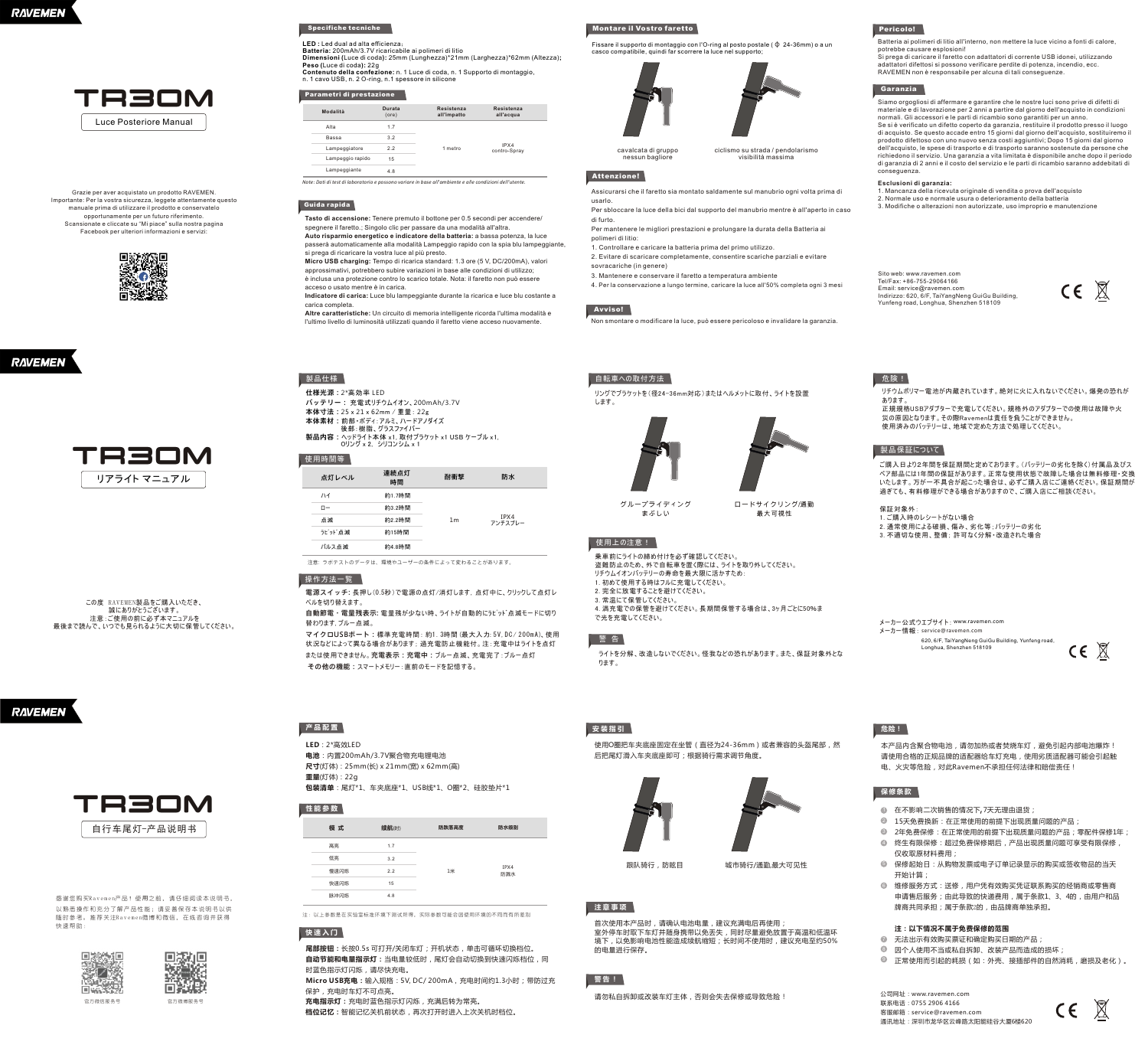RAVEMEN

# TR30M

Luce Posteriore Manual

Grazie per aver acquistato un prodotto RAVEMEN. Importante: Per la vostra sicurezza, leggete attentamente questo manuale prima di utilizzare il prodotto e conservatelo opportunamente per un futuro riferimento. Scansionate e cliccate su "Mi piace" sulla nostra pagina Facebook per ulteriori informazioni e servizi:

## Specifiche tecniche

**LED :** Led dual ad alta efficienza;
**Batteria:** 200mAh/3.7V ricaricabile ai polimeri di litio
**Dimensioni** (Luce di coda)**:** 25mm (Lunghezza)*21mm (Larghezza)*62mm (Altezza);
**Peso** (Luce di coda)**:** 22g
**Contenuto della confezione:** n. 1 Luce di coda, n. 1 Supporto di montaggio, n. 1 cavo USB, n. 2 O-ring, n.1 spessore in silicone

## Parametri di prestazione

| Modalità | Durata (ore) | Resistenza all'impatto | Resistenza all'acqua |
|---|---|---|---|
| Alta | 1.7 | 1 metro | IPX4 contro-Spray |
| Bassa | 3.2 | | |
| Lampeggiatore | 2.2 | | |
| Lampeggio rapido | 15 | | |
| Lampeggiante | 4.8 | | |

*Note: Dati di test di laboratorio e possono variare in base all'ambiente e alle condizioni dell'utente.*

## Guida rapida

**Tasto di accensione:** Tenere premuto il bottone per 0.5 secondi per accendere/spegnere il faretto.; Singolo clic per passare da una modalità all'altra.
**Auto risparmio energetico e indicatore della batteria:** a bassa potenza, la luce passerà automaticamente alla modalità Lampeggio rapido con la spia blu lampeggiante, si prega di ricaricare la vostra luce al più presto.
**Micro USB charging:** Tempo di ricarica standard: 1.3 ore (5 V, DC/200mA), valori approssimativi, potrebbero subire variazioni in base alle condizioni di utilizzo; è inclusa una protezione contro lo scarico totale. Nota: il faretto non può essere acceso o usato mentre è in carica.
**Indicatore di carica:** Luce blu lampeggiante durante la ricarica e luce blu costante a carica completa.
**Altre caratteristiche:** Un circuito di memoria intelligente ricorda l'ultima modalità e l'ultimo livello di luminosità utilizzati quando il faretto viene acceso nuovamente.

## Montare il Vostro faretto

Fissare il supporto di montaggio con l'O-ring al posto postale (φ 24-36mm) o a un casco compatibile, quindi far scorrere la luce nel supporto;

cavalcata di gruppo nessun bagliore

ciclismo su strada / pendolarismo visibilità massima

## Attenzione!

Assicurarsi che il faretto sia montato saldamente sul manubrio ogni volta prima di usarlo.
Per sbloccare la luce della bici dal supporto del manubrio mentre è all'aperto in caso di furto.
Per mantenere le migliori prestazioni e prolungare la durata della Batteria ai polimeri di litio:
1. Controllare e caricare la batteria prima del primo utilizzo.
2. Evitare di scaricare completamente, consentire scariche parziali e evitare sovracariche (in genere)
3. Mantenere e conservare il faretto a temperatura ambiente
4. Per la conservazione a lungo termine, caricare la luce all'50% completa ogni 3 mesi

## Avviso!

Non smontare o modificare la luce, può essere pericoloso e invalidare la garanzia.

## Pericolo!

Batteria ai polimeri di litio all'interno, non mettere la luce vicino a fonti di calore, potrebbe causare esplosioni!
Si prega di caricare il faretto con adattatori di corrente USB idonei, utilizzando adattatori difettosi si possono verificare perdite di potenza, incendio, ecc. RAVEMEN non è responsabile per alcuna di tali conseguenze.

## Garanzia

Siamo orgogliosi di affermare e garantire che le nostre luci sono prive di difetti di materiale e di lavorazione per 2 anni a partire dal giorno dell'acquisto in condizioni normali. Gli accessori e le parti di ricambio sono garantiti per un anno.
Se si è verificato un difetto coperto da garanzia, restituire il prodotto presso il luogo di acquisto. Se questo accade entro 15 giorni dal giorno dell'acquisto, sostituiremo il prodotto difettoso con uno nuovo senza costi aggiuntivi; Dopo 15 giorni dal giorno dell'acquisto, le spese di trasporto e di trasporto saranno sostenute da persone che richiedono il servizio. Una garanzia a vita limitata è disponibile anche dopo il periodo di garanzia di 2 anni e il costo del servizio e le parti di ricambio saranno addebitati di conseguenza.

**Esclusioni di garanzia:**
1. Mancanza della ricevuta originale di vendita o prova dell'acquisto
2. Normale uso e normale usura o deterioramento della batteria
3. Modifiche o alterazioni non autorizzate, uso improprio e manutenzione

Sito web: www.ravemen.com
Tel/Fax: +86-755-29064166
Email: service@ravemen.com
Indirizzo: 620, 6/F, TaiYangNeng GuiGu Building, Yunfeng road, Longhua, Shenzhen 518109

---

RAVEMEN

# TR30M

リアライト マニュアル

この度 RAVEMEN製品をご購入いただき、誠にありがとうございます。
注意：ご使用の前に必ず本マニュアルを最後まで読んで、いつでも見られるように大切に保管してください。

## 製品仕様

**仕様光源：** 2*高効率 LED
**バッテリー：** 充電式リチウムイオン、200mAh/3.7V
**本体寸法：** 25 x 21 x 62mm ／ 重量：22g
**本体素材：** 前部・ボディ：アルミ、ハードアノダイズ
後部：樹脂、グラスファイバー
**製品内容：** ヘッドライト本体 x1、取付ブラケット x1 USB ケーブル x1、Oリング x 2、シリコンシム x 1

## 使用時間等

| 点灯レベル | 連続点灯時間 | 耐衝撃 | 防水 |
|---|---|---|---|
| ハイ | 約1.7時間 | 1m | IPX4 アンチスプレー |
| ロー | 約3.2時間 | | |
| 点滅 | 約2.2時間 | | |
| ラピッド点滅 | 約15時間 | | |
| パルス点滅 | 約4.8時間 | | |

注意：ラボテストのデータは、環境やユーザーの条件によって変わることがあります。

## 操作方法一覧

**電源スイッチ：** 長押し(0.5秒)で電源の点灯/消灯します。点灯中に、クリックして点灯レベルを切り替えます。
**自動節電・電量残表示：** 電量残が少ない時、ライトが自動的にラピッド点滅モードに切り替わります。ブルー点滅。
**マイクロUSBポート：** 標準充電時間：約1.3時間（最大入力：5V、DC／200mA）、使用状況などによって異なる場合があります：過充電防止機能付。注：充電中はライトを点灯または使用できません。**充電表示：充電中：** ブルー点滅、充電完了：ブルー点灯
**その他の機能：** スマートメモリー：直前のモードを記憶する。

## 自転車への取付方法

リングでブラケットを（径24-36mm対応）またはヘルメットに取付、ライトを設置します。

グループライディング まぶしい

ロードサイクリング/通勤 最大可視性

## 使用上の注意！

乗車前にライトの締め付けを必ず確認してください。
盗難防止のため、外で自転車を置く際には、ライトを取り外してください。
リチウムイオンバッテリーの寿命を最大限に活かすため：
1. 初めて使用する時はフルに充電してください。
2. 完全に放電することを避けてください。
3. 常温にて保管してください。
4. 満充電での保管を避けてください。長期間保管する場合は、3ヶ月ごとに50%まで光を充電してください。

## 警 告

ライトを分解、改造しないでください。怪我などの恐れがあります。また、保証対象外となります。

## 危険！

リチウムポリマー電池が内蔵されています。絶対に火に入れないでください。爆発の恐れがあります。
正規規格USBアダプターで充電してください。規格外のアダプターでの使用は故障や火災の原因となります。その際Ravemenは責任を負うことができません。
使用済みのバッテリーは、地域で定めた方法で処理してください。

## 製品保証について

ご購入日より2年間を保証期間と定めております。（バッテリーの劣化を除く）付属品及びスペア部品には1年間の保証があります。正常な使用状態で故障した場合は無料修理・交換いたします。万が一不具合が起こった場合は、必ずご購入店にご連絡ください。保証期間が過ぎても、有料修理ができる場合がありますので、ご購入店にご相談ください。

保証対象外：
1. ご購入時のレシートがない場合
2. 通常使用による破損、傷み、劣化等；バッテリーの劣化
3. 不適切な使用、整備；許可なく分解・改造された場合

メーカー公式ウエブサイト：www.ravemen.com
メーカー情報：service@ravemen.com
620, 6/F, TaiYangNeng GuiGu Building, Yunfeng road, Longhua, Shenzhen 518109

---

RAVEMEN

# TR30M

自行车尾灯-产品说明书

感谢您购买Ravemen产品！使用之前，请仔细阅读本说明书，以熟悉操作和充分了解产品性能；请妥善保存本说明书以供随时参考。推荐关注Ravemen微博和微信，在线咨询并获得快速帮助：

官方微信服务号　　官方微博服务号

## 产品配置

**LED**：2*高效LED
**电池**：内置200mAh/3.7V聚合物充电锂电池
**尺寸**(灯体)：25mm(长) x 21mm(宽) x 62mm(高)
**重量**(灯体)：22g
**包装清单**：尾灯*1、车夹底座*1、USB线*1、O圈*2、硅胶垫片*1

## 性能参数

| 模 式 | 续航(时) | 防跌落高度 | 防水级别 |
|---|---|---|---|
| 高亮 | 1.7 | 1米 | IPX4 防溅水 |
| 低亮 | 3.2 | | |
| 慢速闪烁 | 2.2 | | |
| 快速闪烁 | 15 | | |
| 脉冲闪烁 | 4.8 | | |

注：以上参数是在实验室标准环境下测试所得，实际参数可能会因使用环境的不同而有所差别

## 快速入门

**尾部按钮**：长按0.5s 可开启/关闭车灯；开机状态，单击可循环切换档位。
**自动节能和电量指示灯**：当电量较低时，尾灯会自动切换到快速闪烁档位，同时蓝色指示灯闪烁，请尽快充电。
**Micro USB充电**：输入规格：5V, DC/ 200mA，充电时间约1.3小时；带防过充保护，充电时车灯不可点亮。
**充电指示灯**：充电时蓝色指示灯闪烁，充满后转为常亮。
**档位记忆**：智能记忆关机前状态，再次打开时进入上次关机时档位。

## 安装指引

使用O圈把车夹底座固定在坐管（直径为24-36mm）或者兼容的头盔尾部，然后把尾灯滑入车夹底座即可；根据骑行需求调节角度。

跟队骑行，防眩目

城市骑行/通勤,最大可见性

## 注意事项

首次使用本产品时，请确认电池电量，建议充满电后再使用；
室外停车时取下车灯并随身携带以免丢失，同时尽量避免放置于高温和低温环境下，以免影响电池性能造成续航缩短；长时间不使用时，建议充电至约50%的电量进行保存。

## 警告！

请勿私自拆卸或改装车灯主体，否则会失去保修或导致危险！

## 危险！

本产品内含聚合物电池，请勿加热或者焚烧车灯，避免引起内部电池爆炸！请使用合格的正规品牌的适配器给车灯充电，使用劣质适配器可能会引起触电、火灾等危险，对此Ravemen不承担任何法律和赔偿责任！

## 保修条款

1. 在不影响二次销售的情况下,7天无理由退货；
2. 15天免费换新：在正常使用的前提下出现质量问题的产品；
3. 2年免费保修：在正常使用的前提下出现质量问题的产品；零配件保修1年；
4. 终生有限保修：超过免费保修期后，产品出现质量问题可享受有限保修，仅收取原材料费用；
5. 保修起始日：从购物发票或电子订单记录显示的购买或签收物品的当天开始计算；
6. 维修服务方式：送修，用户凭有效购买凭证联系购买的经销商或零售商申请售后服务；由此导致的快递费用，属于条款1、3、4的，由用户和品牌商共同承担；属于条款2的，由品牌商单独承担。

**注：以下情况不属于免费保修的范围**

7. 无法出示有效购买票证和确定购买日期的产品；
8. 因个人使用不当或私自拆卸、改装产品而造成的损坏；
9. 正常使用而引起的耗损（如：外壳、接插部件的自然消耗，磨损及老化）。

公司网址：www.ravemen.com
联系电话：0755 2906 4166
客服邮箱：service@ravemen.com
通讯地址：深圳市龙华区云峰路太阳能硅谷大厦6楼620